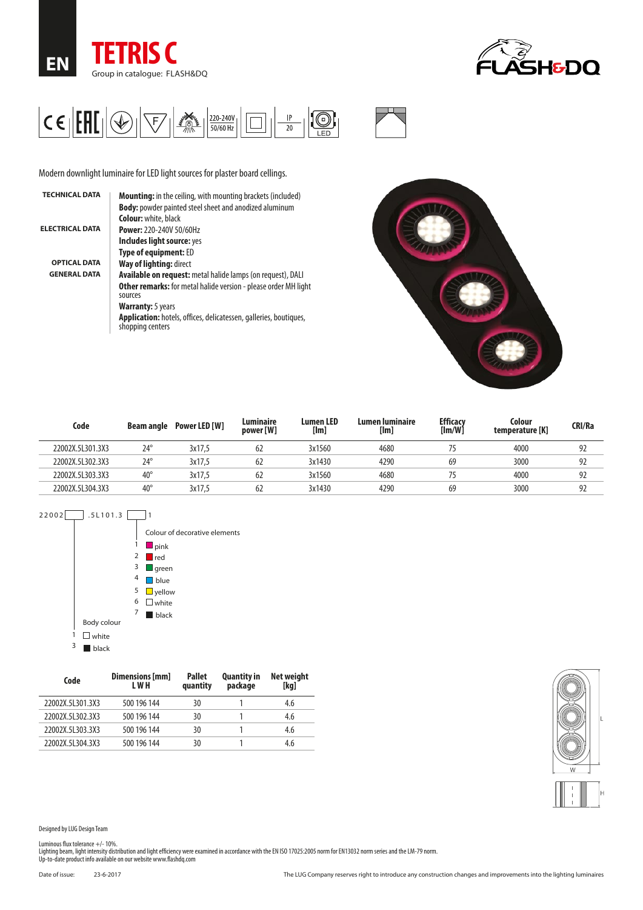EN

# TETRIS C

Group in catalogue: FLASH&DQ

FLASH&DQ

220-240V 50/60 Hz

IP 20

LED

Modern downlight luminaire for LED light sources for plaster board cellings.

**TECHNICAL DATA**

**Mounting:** in the ceiling, with mounting brackets (included)
**Body:** powder painted steel sheet and anodized aluminum
**Colour:** white, black

**ELECTRICAL DATA**

**Power:** 220-240V 50/60Hz
**Includes light source:** yes
**Type of equipment:** ED

**OPTICAL DATA**

**Way of lighting:** direct

**GENERAL DATA**

**Available on request:** metal halide lamps (on request), DALI
**Other remarks:** for metal halide version - please order MH light sources
**Warranty:** 5 years
**Application:** hotels, offices, delicatessen, galleries, boutiques, shopping centers

| Code | Beam angle | Power LED [W] | Luminaire power [W] | Lumen LED [lm] | Lumen luminaire [lm] | Efficacy [lm/W] | Colour temperature [K] | CRI/Ra |
|---|---|---|---|---|---|---|---|---|
| 22002X.5L301.3X3 | 24° | 3x17,5 | 62 | 3x1560 | 4680 | 75 | 4000 | 92 |
| 22002X.5L302.3X3 | 24° | 3x17,5 | 62 | 3x1430 | 4290 | 69 | 3000 | 92 |
| 22002X.5L303.3X3 | 40° | 3x17,5 | 62 | 3x1560 | 4680 | 75 | 4000 | 92 |
| 22002X.5L304.3X3 | 40° | 3x17,5 | 62 | 3x1430 | 4290 | 69 | 3000 | 92 |

22002[ ] .5L101.3 [ ] 1

Colour of decorative elements
- 1 pink
- 2 red
- 3 green
- 4 blue
- 5 yellow
- 6 white
- 7 black

Body colour
- 1 white
- 3 black

| Code | Dimensions [mm] L W H | Pallet quantity | Quantity in package | Net weight [kg] |
|---|---|---|---|---|
| 22002X.5L301.3X3 | 500 196 144 | 30 | 1 | 4.6 |
| 22002X.5L302.3X3 | 500 196 144 | 30 | 1 | 4.6 |
| 22002X.5L303.3X3 | 500 196 144 | 30 | 1 | 4.6 |
| 22002X.5L304.3X3 | 500 196 144 | 30 | 1 | 4.6 |

L W H

Designed by LUG Design Team

Luminous flux tolerance +/- 10%.
Lighting beam, light intensity distribution and light efficiency were examined in accordance with the EN ISO 17025:2005 norm for EN13032 norm series and the LM-79 norm.
Up-to-date product info available on our website www.flashdq.com

Date of issue: 23-6-2017

The LUG Company reserves right to introduce any construction changes and improvements into the lighting luminaires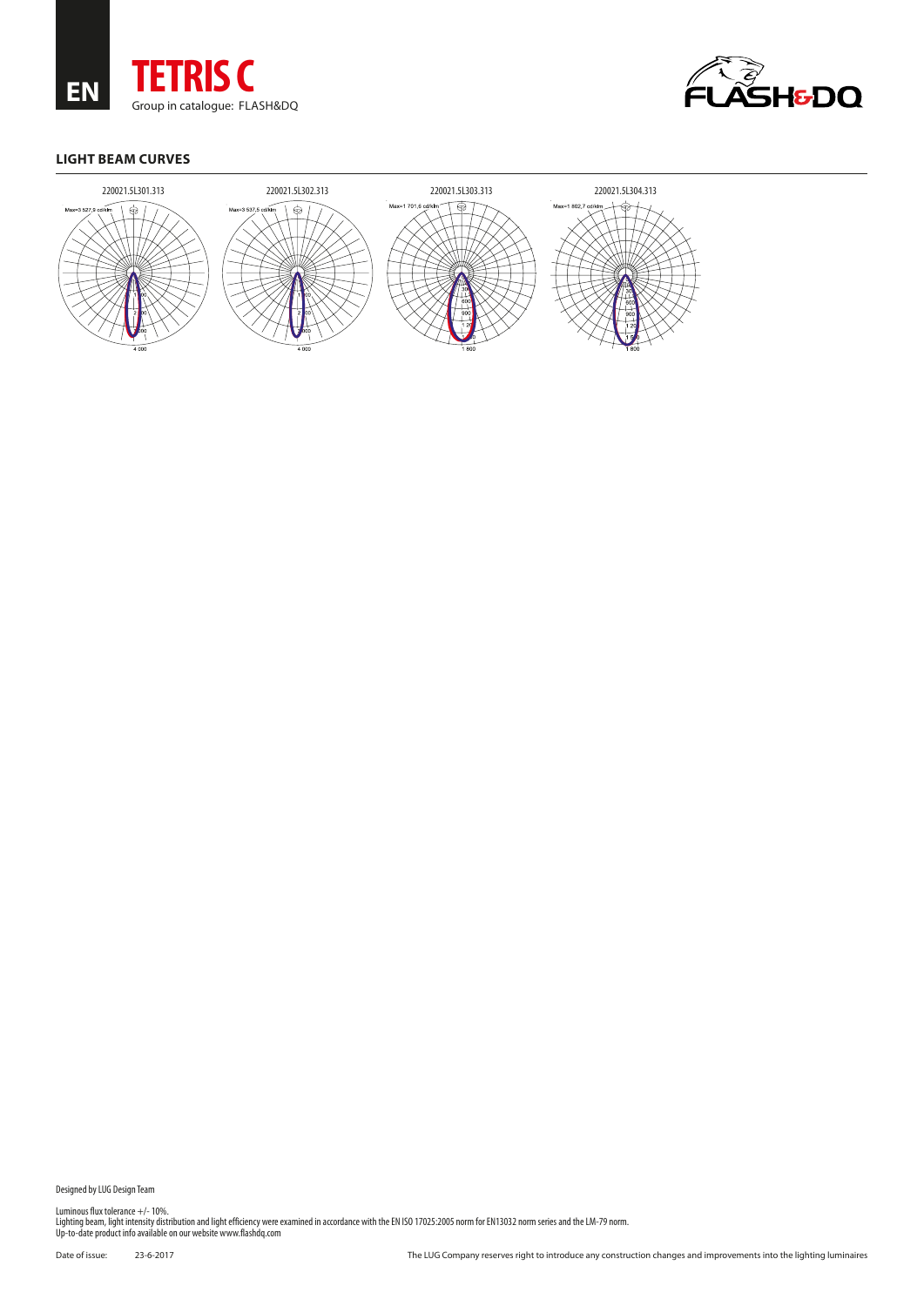EN

# TETRIS C

Group in catalogue: FLASH&DQ

## LIGHT BEAM CURVES

220021.5L301.313

Max=3 527,9 cd/klm

4 000

220021.5L302.313

Max=3 537,5 cd/klm

4 000

220021.5L303.313

Max=1 701,6 cd/klm

1 800

220021.5L304.313

Max=1 802,7 cd/klm

1 800

Designed by LUG Design Team

Luminous flux tolerance +/- 10%.
Lighting beam, light intensity distribution and light efficiency were examined in accordance with the EN ISO 17025:2005 norm for EN13032 norm series and the LM-79 norm.
Up-to-date product info available on our website www.flashdq.com

Date of issue: 23-6-2017

The LUG Company reserves right to introduce any construction changes and improvements into the lighting luminaires